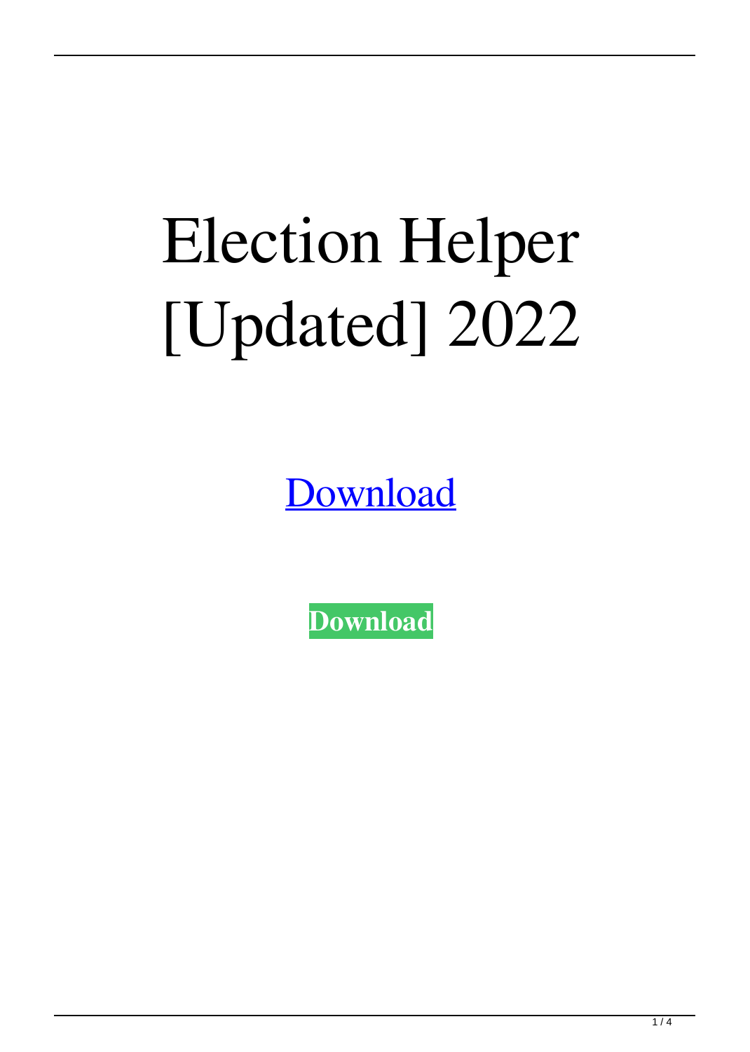# Election Helper [Updated] 2022

Download

**Download**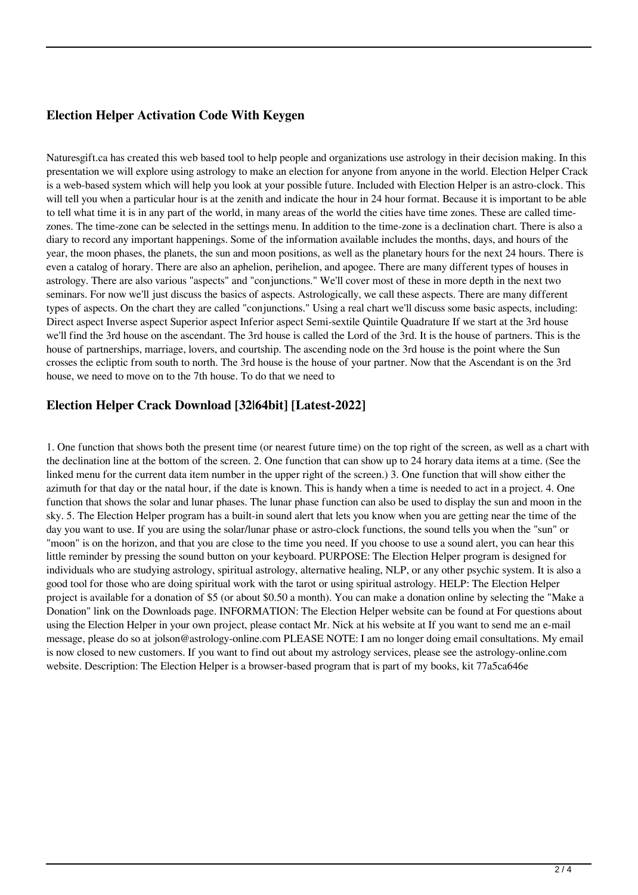## Election Helper Activation Code With Keygen

Naturesgift.ca has created this web based tool to help people and organizations use astrology in their decision making. In this presentation we will explore using astrology to make an election for anyone from anyone in the world. Election Helper Crack is a web-based system which will help you look at your possible future. Included with Election Helper is an astro-clock. This will tell you when a particular hour is at the zenith and indicate the hour in 24 hour format. Because it is important to be able to tell what time it is in any part of the world, in many areas of the world the cities have time zones. These are called time-zones. The time-zone can be selected in the settings menu. In addition to the time-zone is a declination chart. There is also a diary to record any important happenings. Some of the information available includes the months, days, and hours of the year, the moon phases, the planets, the sun and moon positions, as well as the planetary hours for the next 24 hours. There is even a catalog of horary. There are also an aphelion, perihelion, and apogee. There are many different types of houses in astrology. There are also various "aspects" and "conjunctions." We'll cover most of these in more depth in the next two seminars. For now we'll just discuss the basics of aspects. Astrologically, we call these aspects. There are many different types of aspects. On the chart they are called "conjunctions." Using a real chart we'll discuss some basic aspects, including: Direct aspect Inverse aspect Superior aspect Inferior aspect Semi-sextile Quintile Quadrature If we start at the 3rd house we'll find the 3rd house on the ascendant. The 3rd house is called the Lord of the 3rd. It is the house of partners. This is the house of partnerships, marriage, lovers, and courtship. The ascending node on the 3rd house is the point where the Sun crosses the ecliptic from south to north. The 3rd house is the house of your partner. Now that the Ascendant is on the 3rd house, we need to move on to the 7th house. To do that we need to

## Election Helper Crack Download [32|64bit] [Latest-2022]

1. One function that shows both the present time (or nearest future time) on the top right of the screen, as well as a chart with the declination line at the bottom of the screen. 2. One function that can show up to 24 horary data items at a time. (See the linked menu for the current data item number in the upper right of the screen.) 3. One function that will show either the azimuth for that day or the natal hour, if the date is known. This is handy when a time is needed to act in a project. 4. One function that shows the solar and lunar phases. The lunar phase function can also be used to display the sun and moon in the sky. 5. The Election Helper program has a built-in sound alert that lets you know when you are getting near the time of the day you want to use. If you are using the solar/lunar phase or astro-clock functions, the sound tells you when the "sun" or "moon" is on the horizon, and that you are close to the time you need. If you choose to use a sound alert, you can hear this little reminder by pressing the sound button on your keyboard. PURPOSE: The Election Helper program is designed for individuals who are studying astrology, spiritual astrology, alternative healing, NLP, or any other psychic system. It is also a good tool for those who are doing spiritual work with the tarot or using spiritual astrology. HELP: The Election Helper project is available for a donation of $5 (or about $0.50 a month). You can make a donation online by selecting the "Make a Donation" link on the Downloads page. INFORMATION: The Election Helper website can be found at For questions about using the Election Helper in your own project, please contact Mr. Nick at his website at If you want to send me an e-mail message, please do so at jolson@astrology-online.com PLEASE NOTE: I am no longer doing email consultations. My email is now closed to new customers. If you want to find out about my astrology services, please see the astrology-online.com website. Description: The Election Helper is a browser-based program that is part of my books, kit 77a5ca646e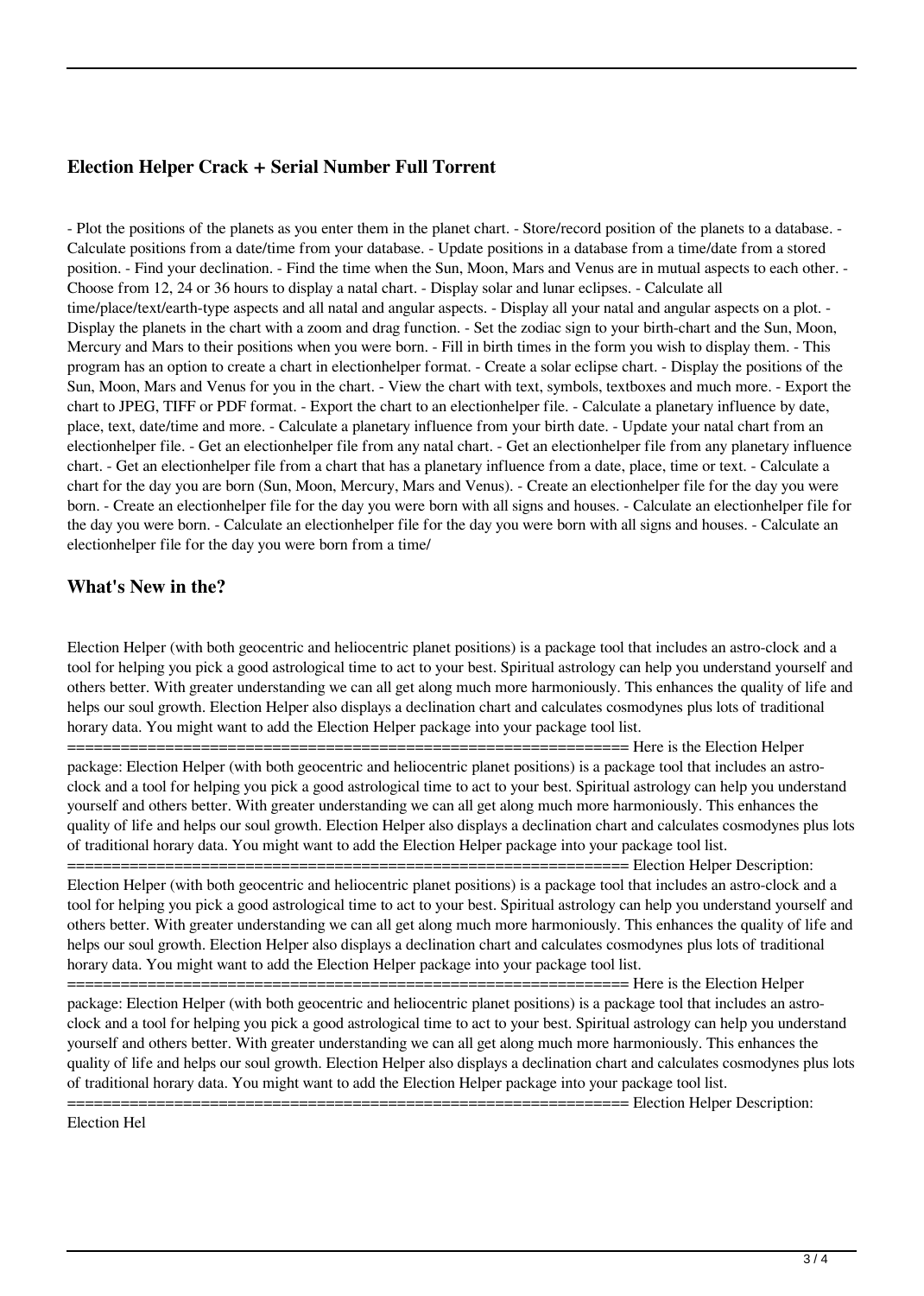### Election Helper Crack + Serial Number Full Torrent

- Plot the positions of the planets as you enter them in the planet chart. - Store/record position of the planets to a database. - Calculate positions from a date/time from your database. - Update positions in a database from a time/date from a stored position. - Find your declination. - Find the time when the Sun, Moon, Mars and Venus are in mutual aspects to each other. - Choose from 12, 24 or 36 hours to display a natal chart. - Display solar and lunar eclipses. - Calculate all time/place/text/earth-type aspects and all natal and angular aspects. - Display all your natal and angular aspects on a plot. - Display the planets in the chart with a zoom and drag function. - Set the zodiac sign to your birth-chart and the Sun, Moon, Mercury and Mars to their positions when you were born. - Fill in birth times in the form you wish to display them. - This program has an option to create a chart in electionhelper format. - Create a solar eclipse chart. - Display the positions of the Sun, Moon, Mars and Venus for you in the chart. - View the chart with text, symbols, textboxes and much more. - Export the chart to JPEG, TIFF or PDF format. - Export the chart to an electionhelper file. - Calculate a planetary influence by date, place, text, date/time and more. - Calculate a planetary influence from your birth date. - Update your natal chart from an electionhelper file. - Get an electionhelper file from any natal chart. - Get an electionhelper file from any planetary influence chart. - Get an electionhelper file from a chart that has a planetary influence from a date, place, time or text. - Calculate a chart for the day you are born (Sun, Moon, Mercury, Mars and Venus). - Create an electionhelper file for the day you were born. - Create an electionhelper file for the day you were born with all signs and houses. - Calculate an electionhelper file for the day you were born. - Calculate an electionhelper file for the day you were born with all signs and houses. - Calculate an electionhelper file for the day you were born from a time/

### What's New in the?

Election Helper (with both geocentric and heliocentric planet positions) is a package tool that includes an astro-clock and a tool for helping you pick a good astrological time to act to your best. Spiritual astrology can help you understand yourself and others better. With greater understanding we can all get along much more harmoniously. This enhances the quality of life and helps our soul growth. Election Helper also displays a declination chart and calculates cosmodynes plus lots of traditional horary data. You might want to add the Election Helper package into your package tool list. ============================================================= Here is the Election Helper package: Election Helper (with both geocentric and heliocentric planet positions) is a package tool that includes an astro-clock and a tool for helping you pick a good astrological time to act to your best. Spiritual astrology can help you understand yourself and others better. With greater understanding we can all get along much more harmoniously. This enhances the quality of life and helps our soul growth. Election Helper also displays a declination chart and calculates cosmodynes plus lots of traditional horary data. You might want to add the Election Helper package into your package tool list. ============================================================= Election Helper Description: Election Helper (with both geocentric and heliocentric planet positions) is a package tool that includes an astro-clock and a tool for helping you pick a good astrological time to act to your best. Spiritual astrology can help you understand yourself and others better. With greater understanding we can all get along much more harmoniously. This enhances the quality of life and helps our soul growth. Election Helper also displays a declination chart and calculates cosmodynes plus lots of traditional horary data. You might want to add the Election Helper package into your package tool list. ============================================================= Here is the Election Helper package: Election Helper (with both geocentric and heliocentric planet positions) is a package tool that includes an astro-clock and a tool for helping you pick a good astrological time to act to your best. Spiritual astrology can help you understand yourself and others better. With greater understanding we can all get along much more harmoniously. This enhances the quality of life and helps our soul growth. Election Helper also displays a declination chart and calculates cosmodynes plus lots of traditional horary data. You might want to add the Election Helper package into your package tool list. ============================================================= Election Helper Description: Election Hel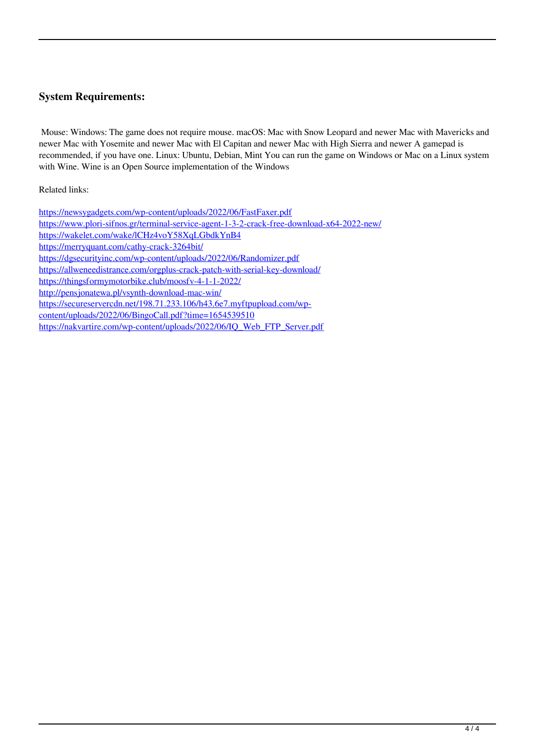### System Requirements:

Mouse: Windows: The game does not require mouse. macOS: Mac with Snow Leopard and newer Mac with Mavericks and newer Mac with Yosemite and newer Mac with El Capitan and newer Mac with High Sierra and newer A gamepad is recommended, if you have one. Linux: Ubuntu, Debian, Mint You can run the game on Windows or Mac on a Linux system with Wine. Wine is an Open Source implementation of the Windows

Related links:

https://newsygadgets.com/wp-content/uploads/2022/06/FastFaxer.pdf
https://www.plori-sifnos.gr/terminal-service-agent-1-3-2-crack-free-download-x64-2022-new/
https://wakelet.com/wake/lCHz4voY58XqLGbdkYnB4
https://merryquant.com/cathy-crack-3264bit/
https://dgsecurityinc.com/wp-content/uploads/2022/06/Randomizer.pdf
https://allweneedistrance.com/orgplus-crack-patch-with-serial-key-download/
https://thingsformymotorbike.club/moosfv-4-1-1-2022/
http://pensjonatewa.pl/vsynth-download-mac-win/
https://secureservercdn.net/198.71.233.106/h43.6e7.myftpupload.com/wp-content/uploads/2022/06/BingoCall.pdf?time=1654539510
https://nakvartire.com/wp-content/uploads/2022/06/IQ_Web_FTP_Server.pdf